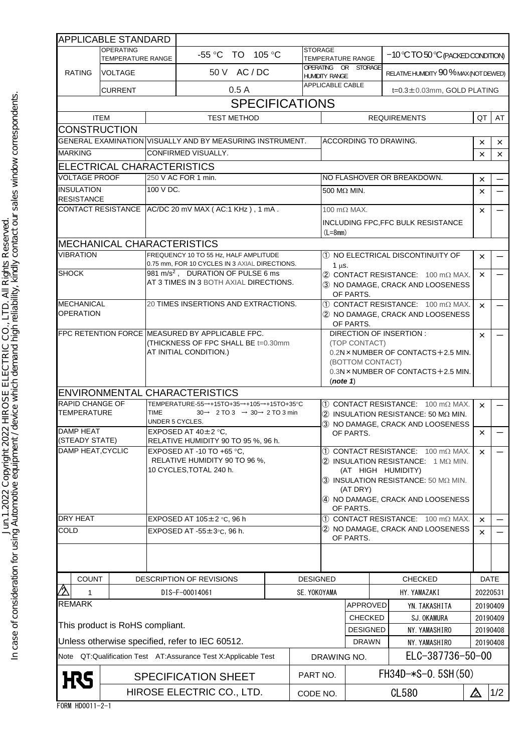In case of consideration for using Automotive equipment / device which demand high reliability, kindly contact our sales window correspondents.
Jun.1.2022 Copyright 2022 HIROSE ELECTRIC CO., LTD. All Rights Reserved.

| APPLICABLE STANDARD | | | | |
|---|---|---|---|---|
| RATING | OPERATING TEMPERATURE RANGE | -55 °C TO 105 °C | STORAGE TEMPERATURE RANGE | −10 °C TO 50 °C (PACKED CONDITION) |
| | VOLTAGE | 50 V AC / DC | OPERATING OR STORAGE HUMIDITY RANGE | RELATIVE HUMIDITY 90 % MAX (NOT DEWED) |
| | CURRENT | 0.5 A | APPLICABLE CABLE | t=0.3±0.03mm, GOLD PLATING |

## SPECIFICATIONS

| ITEM | TEST METHOD | REQUIREMENTS | QT | AT |
|---|---|---|---|---|
| **CONSTRUCTION** | | | | |
| GENERAL EXAMINATION | VISUALLY AND BY MEASURING INSTRUMENT. | ACCORDING TO DRAWING. | × | × |
| MARKING | CONFIRMED VISUALLY. | | × | × |
| **ELECTRICAL CHARACTERISTICS** | | | | |
| VOLTAGE PROOF | 250 V AC FOR 1 min. | NO FLASHOVER OR BREAKDOWN. | × | — |
| INSULATION RESISTANCE | 100 V DC. | 500 MΩ MIN. | × | — |
| CONTACT RESISTANCE | AC/DC 20 mV MAX ( AC:1 KHz ) , 1 mA . | 100 mΩ MAX. INCLUDING FPC,FFC BULK RESISTANCE (L=8mm) | × | — |
| **MECHANICAL CHARACTERISTICS** | | | | |
| VIBRATION | FREQUENCY 10 TO 55 Hz, HALF AMPLITUDE 0.75 mm, FOR 10 CYCLES IN 3 AXIAL DIRECTIONS. | ① NO ELECTRICAL DISCONTINUITY OF 1 μs. ② CONTACT RESISTANCE: 100 mΩ MAX. ③ NO DAMAGE, CRACK AND LOOSENESS OF PARTS. | × | — |
| SHOCK | 981 m/s$^2$ , DURATION OF PULSE 6 ms AT 3 TIMES IN 3 BOTH AXIAL DIRECTIONS. | | × | — |
| MECHANICAL OPERATION | 20 TIMES INSERTIONS AND EXTRACTIONS. | ① CONTACT RESISTANCE: 100 mΩ MAX. ② NO DAMAGE, CRACK AND LOOSENESS OF PARTS. | × | — |
| FPC RETENTION FORCE | MEASURED BY APPLICABLE FPC. (THICKNESS OF FPC SHALL BE t=0.30mm AT INITIAL CONDITION.) | DIRECTION OF INSERTION : (TOP CONTACT) 0.2N×NUMBER OF CONTACTS+2.5 MIN. (BOTTOM CONTACT) 0.3N×NUMBER OF CONTACTS+2.5 MIN. (*note 1*) | × | — |
| **ENVIRONMENTAL CHARACTERISTICS** | | | | |
| RAPID CHANGE OF TEMPERATURE | TEMPERATURE-55→+15TO+35→+105→+15TO+35°C TIME 30→ 2 TO 3 → 30→ 2 TO 3 min UNDER 5 CYCLES. | ① CONTACT RESISTANCE: 100 mΩ MAX. ② INSULATION RESISTANCE: 50 MΩ MIN. ③ NO DAMAGE, CRACK AND LOOSENESS OF PARTS. | × | — |
| DAMP HEAT (STEADY STATE) | EXPOSED AT 40±2 °C, RELATIVE HUMIDITY 90 TO 95 %, 96 h. | | × | — |
| DAMP HEAT,CYCLIC | EXPOSED AT -10 TO +65 °C, RELATIVE HUMIDITY 90 TO 96 %, 10 CYCLES,TOTAL 240 h. | ① CONTACT RESISTANCE: 100 mΩ MAX. ② INSULATION RESISTANCE: 1 MΩ MIN. (AT HIGH HUMIDITY) ③ INSULATION RESISTANCE: 50 MΩ MIN. (AT DRY) ④ NO DAMAGE, CRACK AND LOOSENESS OF PARTS. | × | — |
| DRY HEAT | EXPOSED AT 105±2 °C, 96 h | ① CONTACT RESISTANCE: 100 mΩ MAX. ② NO DAMAGE, CRACK AND LOOSENESS OF PARTS. | × | — |
| COLD | EXPOSED AT -55±3°C, 96 h. | | × | — |

| COUNT | DESCRIPTION OF REVISIONS | DESIGNED | CHECKED | DATE |
|---|---|---|---|---|
| 2 1 | DIS-F-00014061 | SE. YOKOYAMA | HY. YAMAZAKI | 20220531 |

REMARK

This product is RoHS compliant.

Unless otherwise specified, refer to IEC 60512.

| | | |
|---|---|---|
| APPROVED | YN. TAKASHITA | 20190409 |
| CHECKED | SJ. OKAMURA | 20190409 |
| DESIGNED | NY. YAMASHIRO | 20190408 |
| DRAWN | NY. YAMASHIRO | 20190408 |

Note QT:Qualification Test AT:Assurance Test X:Applicable Test

| | | |
|---|---|---|
| DRAWING NO. | ELC-387736-50-00 | |
| PART NO. | FH34D-*S-0.5SH(50) | |
| CODE NO. | CL580 | 2 |

HRS SPECIFICATION SHEET

HIROSE ELECTRIC CO., LTD.

FORM HD0011-2-1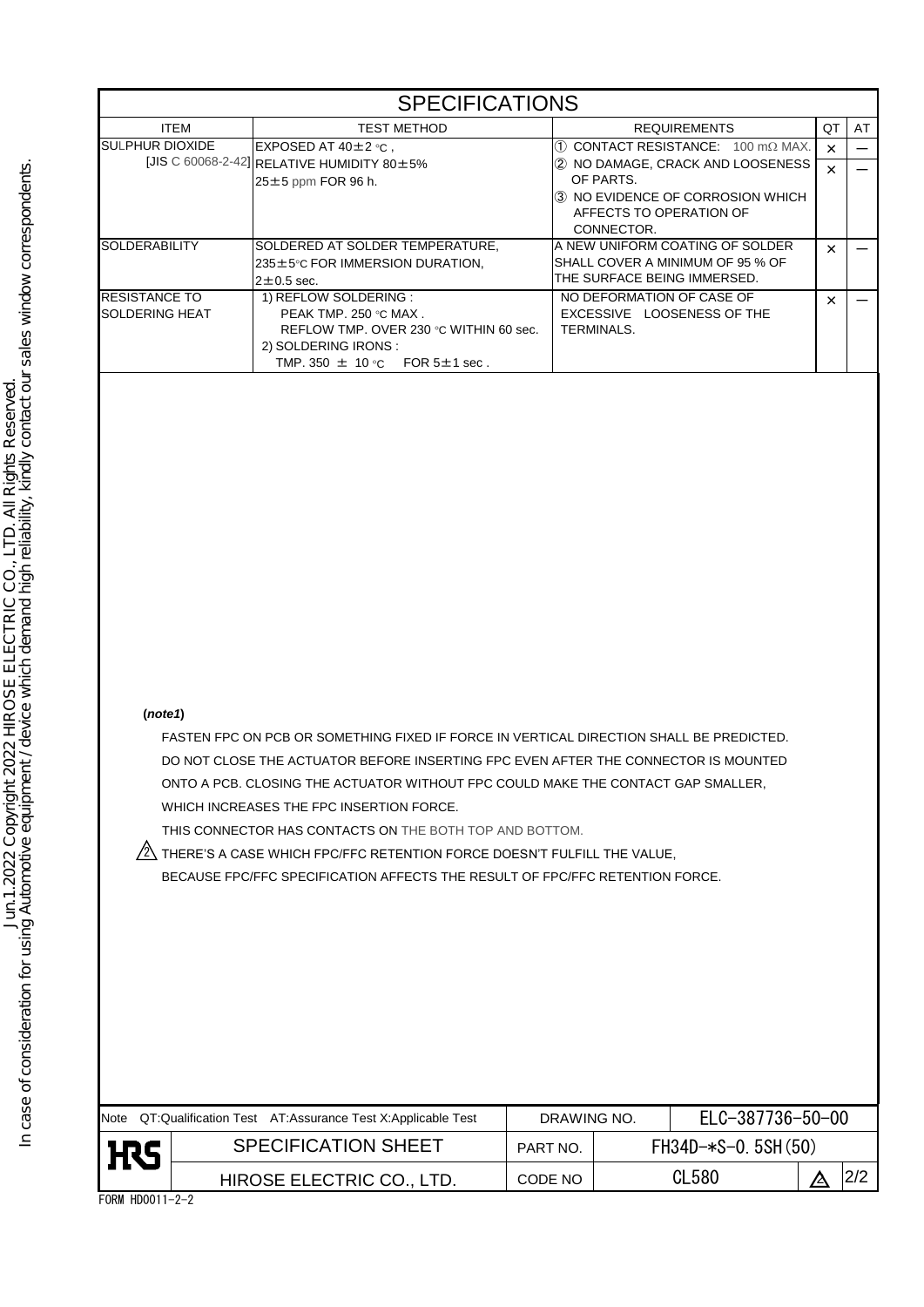# SPECIFICATIONS

| ITEM | TEST METHOD | REQUIREMENTS | QT | AT |
|---|---|---|---|---|
| SULPHUR DIOXIDE [JIS C 60068-2-42] | EXPOSED AT 40±2 °C, RELATIVE HUMIDITY 80±5% 25±5 ppm FOR 96 h. | ① CONTACT RESISTANCE: 100 mΩ MAX. ② NO DAMAGE, CRACK AND LOOSENESS OF PARTS. ③ NO EVIDENCE OF CORROSION WHICH AFFECTS TO OPERATION OF CONNECTOR. | × × | — — |
| SOLDERABILITY | SOLDERED AT SOLDER TEMPERATURE, 235±5°C FOR IMMERSION DURATION, 2±0.5 sec. | A NEW UNIFORM COATING OF SOLDER SHALL COVER A MINIMUM OF 95 % OF THE SURFACE BEING IMMERSED. | × | — |
| RESISTANCE TO SOLDERING HEAT | 1) REFLOW SOLDERING : PEAK TMP. 250 °C MAX . REFLOW TMP. OVER 230 °C WITHIN 60 sec. 2) SOLDERING IRONS : TMP. 350 ± 10 °C FOR 5±1 sec . | NO DEFORMATION OF CASE OF EXCESSIVE LOOSENESS OF THE TERMINALS. | × | — |

**(*note1*)**

FASTEN FPC ON PCB OR SOMETHING FIXED IF FORCE IN VERTICAL DIRECTION SHALL BE PREDICTED.
DO NOT CLOSE THE ACTUATOR BEFORE INSERTING FPC EVEN AFTER THE CONNECTOR IS MOUNTED ONTO A PCB. CLOSING THE ACTUATOR WITHOUT FPC COULD MAKE THE CONTACT GAP SMALLER, WHICH INCREASES THE FPC INSERTION FORCE.
THIS CONNECTOR HAS CONTACTS ON THE BOTH TOP AND BOTTOM.
⚠2 THERE'S A CASE WHICH FPC/FFC RETENTION FORCE DOESN'T FULFILL THE VALUE, BECAUSE FPC/FFC SPECIFICATION AFFECTS THE RESULT OF FPC/FFC RETENTION FORCE.

| Note QT:Qualification Test AT:Assurance Test X:Applicable Test | | DRAWING NO. | ELC-387736-50-00 | | |
|---|---|---|---|---|---|
| HRS | SPECIFICATION SHEET | PART NO. | FH34D-\*S-0.5SH(50) | | |
| | HIROSE ELECTRIC CO., LTD. | CODE NO | CL580 | ⚠2 | 2/2 |

FORM HD0011-2-2

Jun.1.2022 Copyright 2022 HIROSE ELECTRIC CO., LTD. All Rights Reserved.
In case of consideration for using Automotive equipment / device which demand high reliability, kindly contact our sales window correspondents.